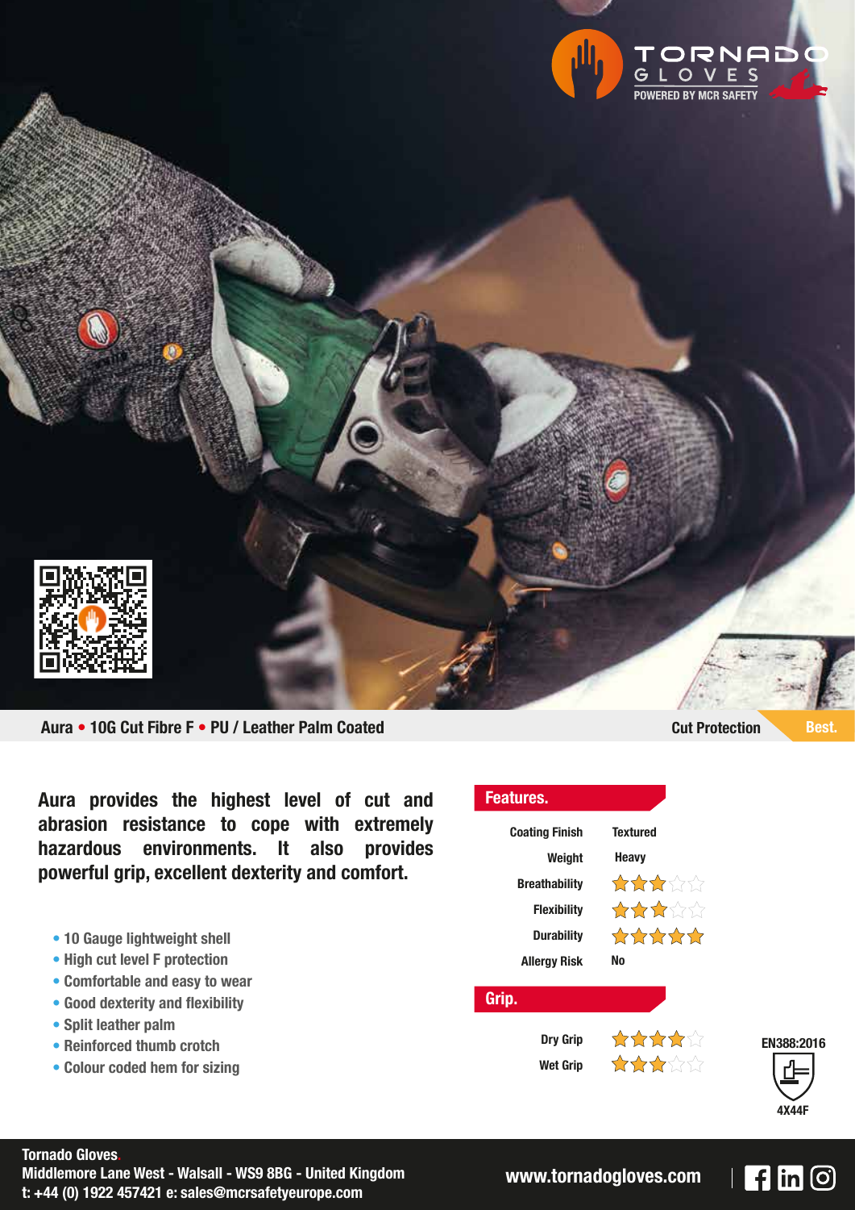TORNADO GLOVES
POWERED BY MCR SAFETY

**Aura • 10G Cut Fibre F • PU / Leather Palm Coated**

Cut Protection **Best.**

**Aura provides the highest level of cut and abrasion resistance to cope with extremely hazardous environments. It also provides powerful grip, excellent dexterity and comfort.**

- 10 Gauge lightweight shell
- High cut level F protection
- Comfortable and easy to wear
- Good dexterity and flexibility
- Split leather palm
- Reinforced thumb crotch
- Colour coded hem for sizing

## Features.

| | |
|---|---|
| Coating Finish | Textured |
| Weight | Heavy |
| Breathability | ★★★☆☆ |
| Flexibility | ★★★☆☆ |
| Durability | ★★★★★ |
| Allergy Risk | No |

## Grip.

| | |
|---|---|
| Dry Grip | ★★★★☆ |
| Wet Grip | ★★★☆☆ |

EN388:2016
4X44F

**Tornado Gloves**
Middlemore Lane West - Walsall - WS9 8BG - United Kingdom
t: +44 (0) 1922 457421 e: sales@mcrsafetyeurope.com

www.tornadogloves.com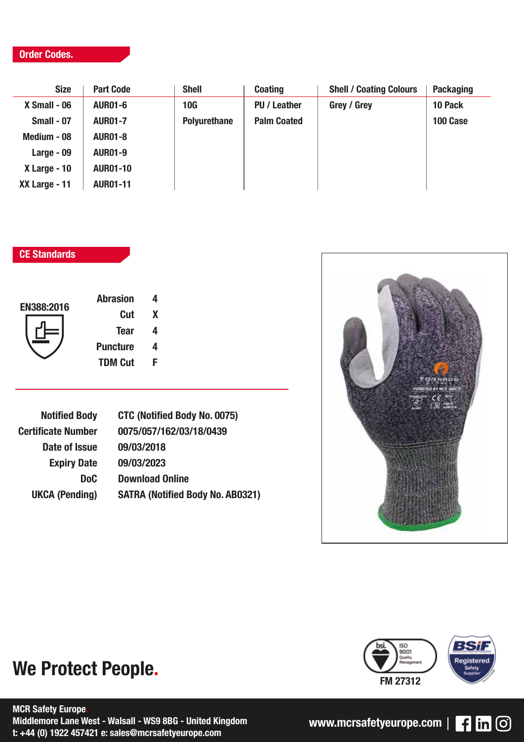## Order Codes.

| Size | Part Code | Shell | Coating | Shell / Coating Colours | Packaging |
|---|---|---|---|---|---|
| X Small - 06 | AUR01-6 | 10G | PU / Leather | Grey / Grey | 10 Pack |
| Small - 07 | AUR01-7 | Polyurethane | Palm Coated | | 100 Case |
| Medium - 08 | AUR01-8 | | | | |
| Large - 09 | AUR01-9 | | | | |
| X Large - 10 | AUR01-10 | | | | |
| XX Large - 11 | AUR01-11 | | | | |

## CE Standards

EN388:2016

| | |
|---|---|
| Abrasion | 4 |
| Cut | X |
| Tear | 4 |
| Puncture | 4 |
| TDM Cut | F |

| | |
|---|---|
| Notified Body | CTC (Notified Body No. 0075) |
| Certificate Number | 0075/057/162/03/18/0439 |
| Date of Issue | 09/03/2018 |
| Expiry Date | 09/03/2023 |
| DoC | Download Online |
| UKCA (Pending) | SATRA (Notified Body No. AB0321) |

**We Protect People.**

FM 27312

MCR Safety Europe
Middlemore Lane West - Walsall - WS9 8BG - United Kingdom
t: +44 (0) 1922 457421 e: sales@mcrsafetyeurope.com

www.mcrsafetyeurope.com